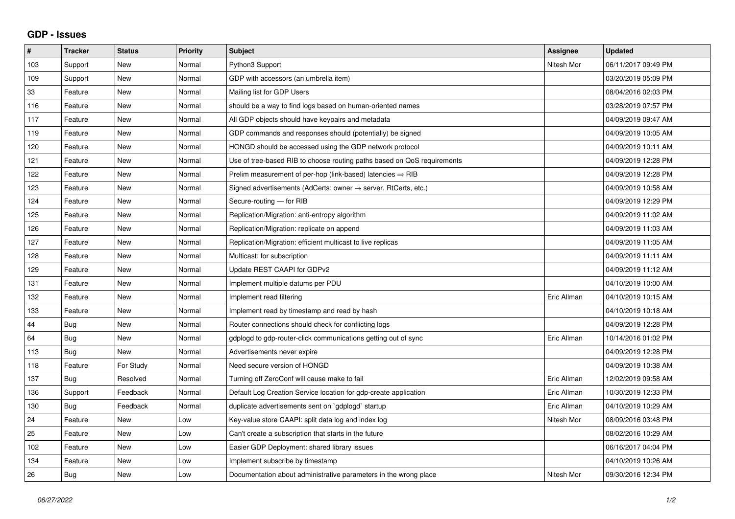## GDP - Issues

| # | Tracker | Status | Priority | Subject | Assignee | Updated |
|---|---|---|---|---|---|---|
| 103 | Support | New | Normal | Python3 Support | Nitesh Mor | 06/11/2017 09:49 PM |
| 109 | Support | New | Normal | GDP with accessors (an umbrella item) | | 03/20/2019 05:09 PM |
| 33 | Feature | New | Normal | Mailing list for GDP Users | | 08/04/2016 02:03 PM |
| 116 | Feature | New | Normal | should be a way to find logs based on human-oriented names | | 03/28/2019 07:57 PM |
| 117 | Feature | New | Normal | All GDP objects should have keypairs and metadata | | 04/09/2019 09:47 AM |
| 119 | Feature | New | Normal | GDP commands and responses should (potentially) be signed | | 04/09/2019 10:05 AM |
| 120 | Feature | New | Normal | HONGD should be accessed using the GDP network protocol | | 04/09/2019 10:11 AM |
| 121 | Feature | New | Normal | Use of tree-based RIB to choose routing paths based on QoS requirements | | 04/09/2019 12:28 PM |
| 122 | Feature | New | Normal | Prelim measurement of per-hop (link-based) latencies ⇒ RIB | | 04/09/2019 12:28 PM |
| 123 | Feature | New | Normal | Signed advertisements (AdCerts: owner → server, RtCerts, etc.) | | 04/09/2019 10:58 AM |
| 124 | Feature | New | Normal | Secure-routing — for RIB | | 04/09/2019 12:29 PM |
| 125 | Feature | New | Normal | Replication/Migration: anti-entropy algorithm | | 04/09/2019 11:02 AM |
| 126 | Feature | New | Normal | Replication/Migration: replicate on append | | 04/09/2019 11:03 AM |
| 127 | Feature | New | Normal | Replication/Migration: efficient multicast to live replicas | | 04/09/2019 11:05 AM |
| 128 | Feature | New | Normal | Multicast: for subscription | | 04/09/2019 11:11 AM |
| 129 | Feature | New | Normal | Update REST CAAPI for GDPv2 | | 04/09/2019 11:12 AM |
| 131 | Feature | New | Normal | Implement multiple datums per PDU | | 04/10/2019 10:00 AM |
| 132 | Feature | New | Normal | Implement read filtering | Eric Allman | 04/10/2019 10:15 AM |
| 133 | Feature | New | Normal | Implement read by timestamp and read by hash | | 04/10/2019 10:18 AM |
| 44 | Bug | New | Normal | Router connections should check for conflicting logs | | 04/09/2019 12:28 PM |
| 64 | Bug | New | Normal | gdplogd to gdp-router-click communications getting out of sync | Eric Allman | 10/14/2016 01:02 PM |
| 113 | Bug | New | Normal | Advertisements never expire | | 04/09/2019 12:28 PM |
| 118 | Feature | For Study | Normal | Need secure version of HONGD | | 04/09/2019 10:38 AM |
| 137 | Bug | Resolved | Normal | Turning off ZeroConf will cause make to fail | Eric Allman | 12/02/2019 09:58 AM |
| 136 | Support | Feedback | Normal | Default Log Creation Service location for gdp-create application | Eric Allman | 10/30/2019 12:33 PM |
| 130 | Bug | Feedback | Normal | duplicate advertisements sent on `gdplogd` startup | Eric Allman | 04/10/2019 10:29 AM |
| 24 | Feature | New | Low | Key-value store CAAPI: split data log and index log | Nitesh Mor | 08/09/2016 03:48 PM |
| 25 | Feature | New | Low | Can't create a subscription that starts in the future | | 08/02/2016 10:29 AM |
| 102 | Feature | New | Low | Easier GDP Deployment: shared library issues | | 06/16/2017 04:04 PM |
| 134 | Feature | New | Low | Implement subscribe by timestamp | | 04/10/2019 10:26 AM |
| 26 | Bug | New | Low | Documentation about administrative parameters in the wrong place | Nitesh Mor | 09/30/2016 12:34 PM |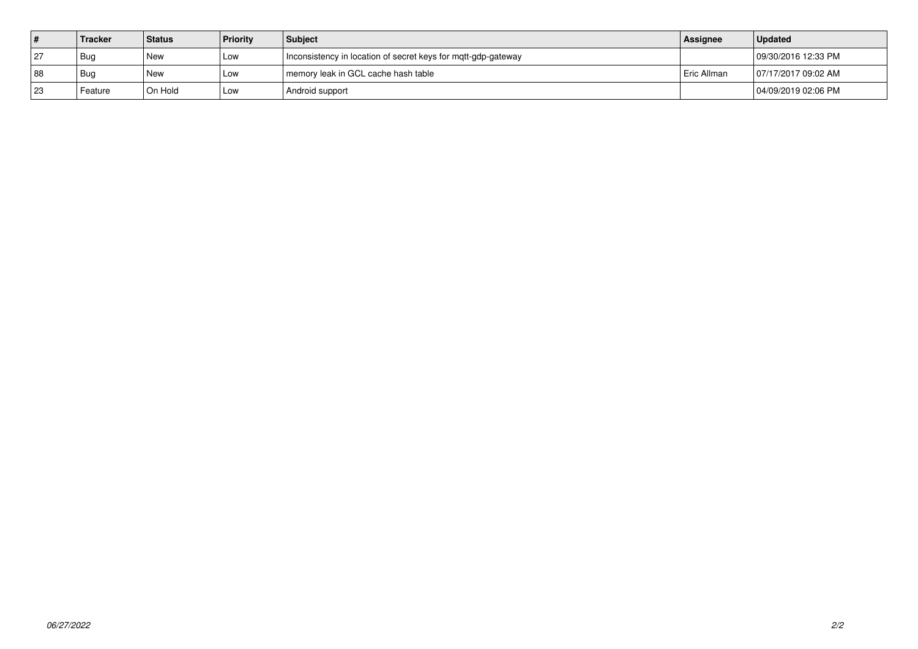| # | Tracker | Status | Priority | Subject | Assignee | Updated |
|---|---|---|---|---|---|---|
| 27 | Bug | New | Low | Inconsistency in location of secret keys for mqtt-gdp-gateway | | 09/30/2016 12:33 PM |
| 88 | Bug | New | Low | memory leak in GCL cache hash table | Eric Allman | 07/17/2017 09:02 AM |
| 23 | Feature | On Hold | Low | Android support | | 04/09/2019 02:06 PM |